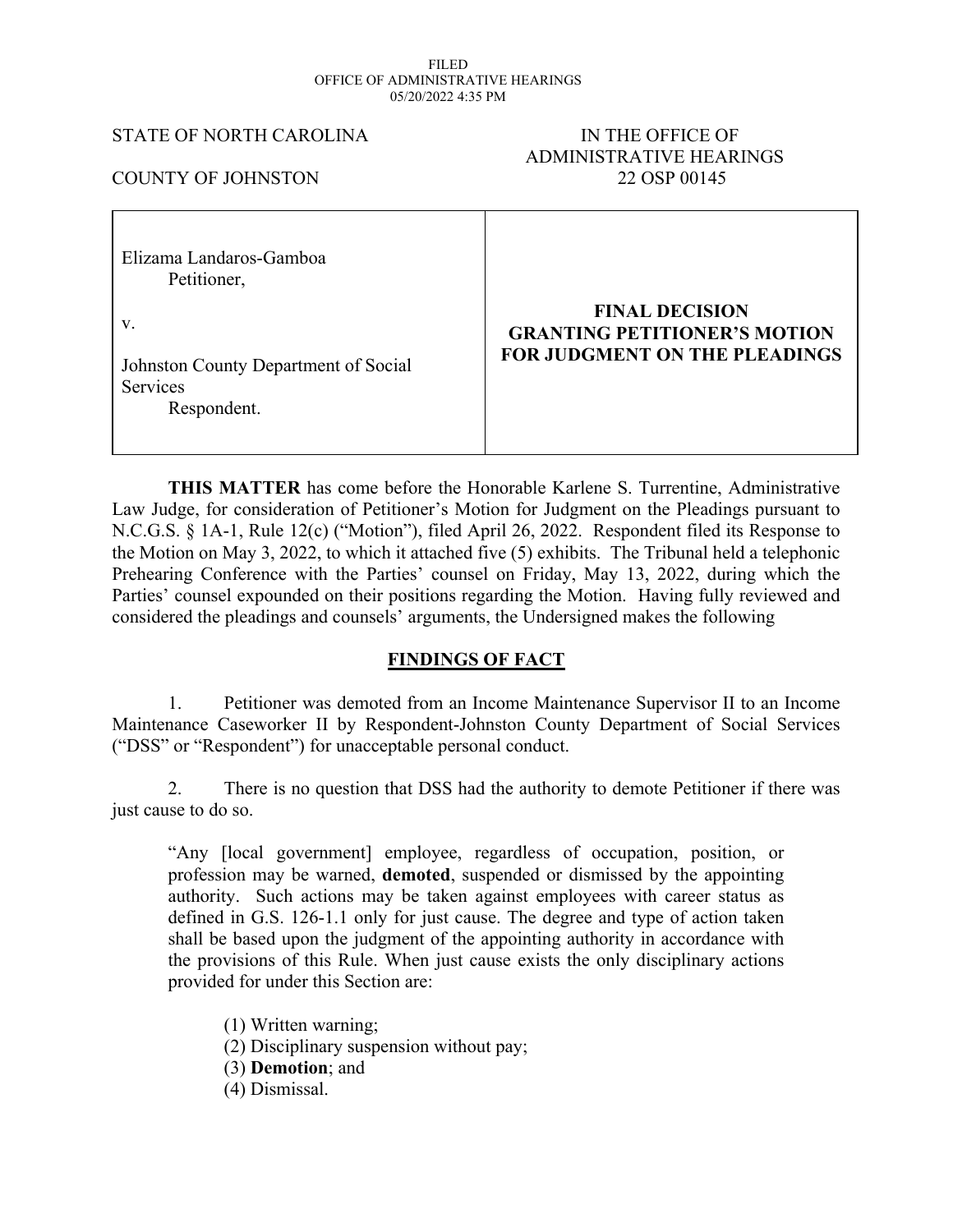FILED
OFFICE OF ADMINISTRATIVE HEARINGS
05/20/2022 4:35 PM

STATE OF NORTH CAROLINA

COUNTY OF JOHNSTON

IN THE OFFICE OF
ADMINISTRATIVE HEARINGS
22 OSP 00145

| | |
|---|---|
| Elizama Landaros-Gamboa<br>Petitioner,<br><br>v.<br><br>Johnston County Department of Social Services<br>Respondent. | **FINAL DECISION GRANTING PETITIONER'S MOTION FOR JUDGMENT ON THE PLEADINGS** |

**THIS MATTER** has come before the Honorable Karlene S. Turrentine, Administrative Law Judge, for consideration of Petitioner's Motion for Judgment on the Pleadings pursuant to N.C.G.S. § 1A-1, Rule 12(c) ("Motion"), filed April 26, 2022. Respondent filed its Response to the Motion on May 3, 2022, to which it attached five (5) exhibits. The Tribunal held a telephonic Prehearing Conference with the Parties' counsel on Friday, May 13, 2022, during which the Parties' counsel expounded on their positions regarding the Motion. Having fully reviewed and considered the pleadings and counsels' arguments, the Undersigned makes the following

## FINDINGS OF FACT

1. Petitioner was demoted from an Income Maintenance Supervisor II to an Income Maintenance Caseworker II by Respondent-Johnston County Department of Social Services ("DSS" or "Respondent") for unacceptable personal conduct.

2. There is no question that DSS had the authority to demote Petitioner if there was just cause to do so.

> "Any [local government] employee, regardless of occupation, position, or profession may be warned, **demoted**, suspended or dismissed by the appointing authority. Such actions may be taken against employees with career status as defined in G.S. 126-1.1 only for just cause. The degree and type of action taken shall be based upon the judgment of the appointing authority in accordance with the provisions of this Rule. When just cause exists the only disciplinary actions provided for under this Section are:
>
> (1) Written warning;
> (2) Disciplinary suspension without pay;
> (3) **Demotion**; and
> (4) Dismissal.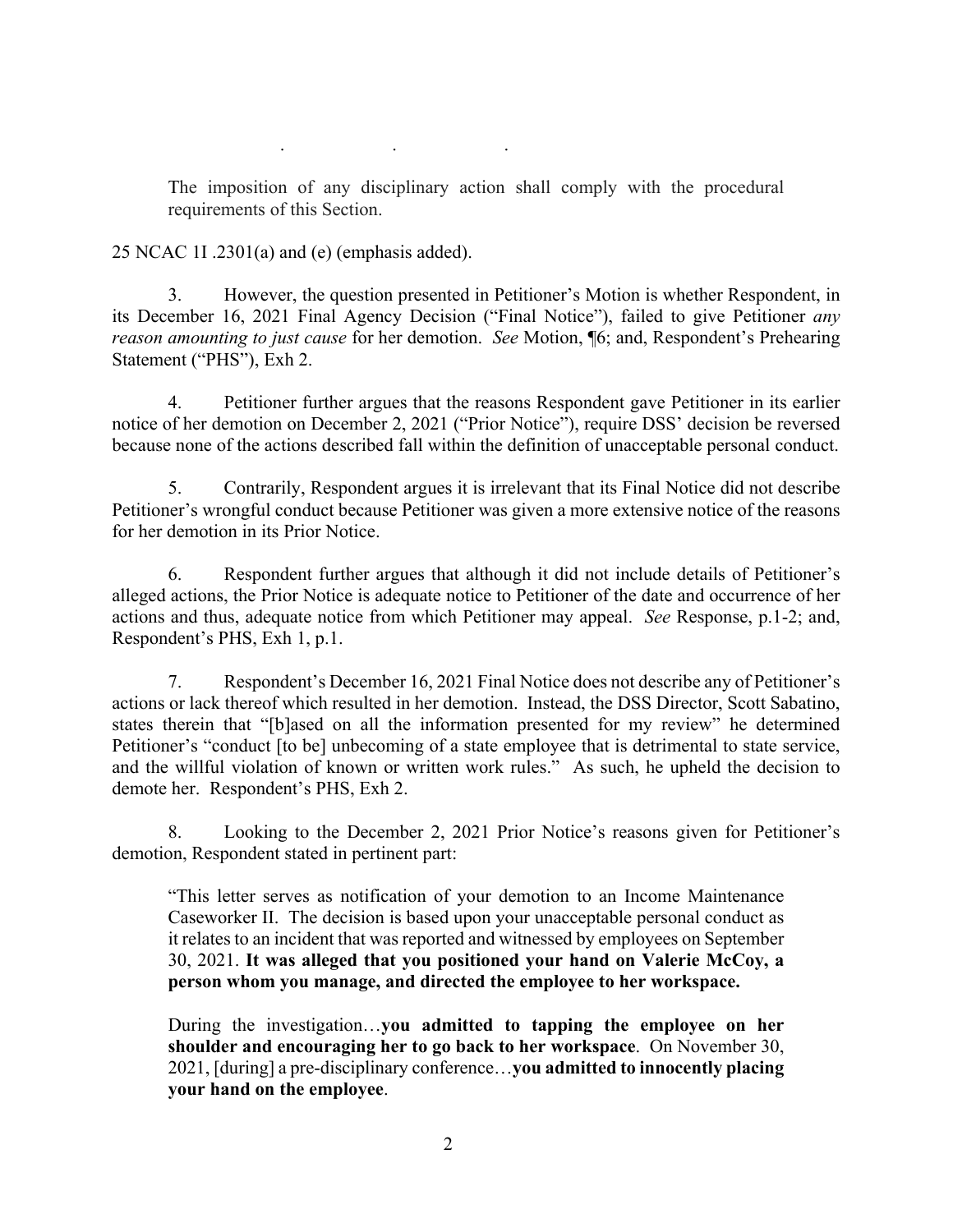.                    .                    .

> The imposition of any disciplinary action shall comply with the procedural requirements of this Section.

25 NCAC 1I .2301(a) and (e) (emphasis added).

3. However, the question presented in Petitioner's Motion is whether Respondent, in its December 16, 2021 Final Agency Decision ("Final Notice"), failed to give Petitioner *any reason amounting to just cause* for her demotion. *See* Motion, ¶6; and, Respondent's Prehearing Statement ("PHS"), Exh 2.

4. Petitioner further argues that the reasons Respondent gave Petitioner in its earlier notice of her demotion on December 2, 2021 ("Prior Notice"), require DSS' decision be reversed because none of the actions described fall within the definition of unacceptable personal conduct.

5. Contrarily, Respondent argues it is irrelevant that its Final Notice did not describe Petitioner's wrongful conduct because Petitioner was given a more extensive notice of the reasons for her demotion in its Prior Notice.

6. Respondent further argues that although it did not include details of Petitioner's alleged actions, the Prior Notice is adequate notice to Petitioner of the date and occurrence of her actions and thus, adequate notice from which Petitioner may appeal. *See* Response, p.1-2; and, Respondent's PHS, Exh 1, p.1.

7. Respondent's December 16, 2021 Final Notice does not describe any of Petitioner's actions or lack thereof which resulted in her demotion. Instead, the DSS Director, Scott Sabatino, states therein that "[b]ased on all the information presented for my review" he determined Petitioner's "conduct [to be] unbecoming of a state employee that is detrimental to state service, and the willful violation of known or written work rules." As such, he upheld the decision to demote her. Respondent's PHS, Exh 2.

8. Looking to the December 2, 2021 Prior Notice's reasons given for Petitioner's demotion, Respondent stated in pertinent part:

> "This letter serves as notification of your demotion to an Income Maintenance Caseworker II. The decision is based upon your unacceptable personal conduct as it relates to an incident that was reported and witnessed by employees on September 30, 2021. **It was alleged that you positioned your hand on Valerie McCoy, a person whom you manage, and directed the employee to her workspace.**
>
> During the investigation…**you admitted to tapping the employee on her shoulder and encouraging her to go back to her workspace**. On November 30, 2021, [during] a pre-disciplinary conference…**you admitted to innocently placing your hand on the employee**.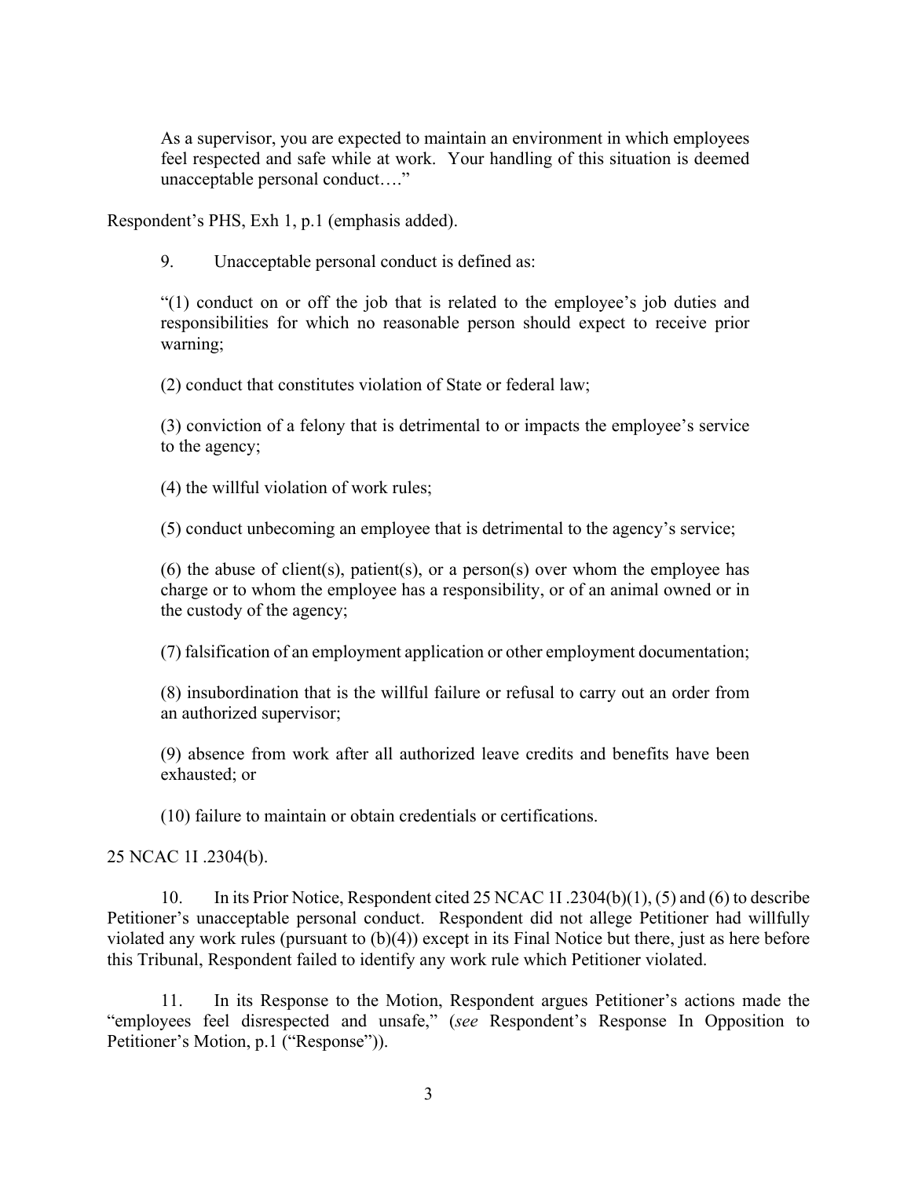> As a supervisor, you are expected to maintain an environment in which employees feel respected and safe while at work. Your handling of this situation is deemed unacceptable personal conduct…."

Respondent's PHS, Exh 1, p.1 (emphasis added).

9. Unacceptable personal conduct is defined as:

> "(1) conduct on or off the job that is related to the employee's job duties and responsibilities for which no reasonable person should expect to receive prior warning;
>
> (2) conduct that constitutes violation of State or federal law;
>
> (3) conviction of a felony that is detrimental to or impacts the employee's service to the agency;
>
> (4) the willful violation of work rules;
>
> (5) conduct unbecoming an employee that is detrimental to the agency's service;
>
> (6) the abuse of client(s), patient(s), or a person(s) over whom the employee has charge or to whom the employee has a responsibility, or of an animal owned or in the custody of the agency;
>
> (7) falsification of an employment application or other employment documentation;
>
> (8) insubordination that is the willful failure or refusal to carry out an order from an authorized supervisor;
>
> (9) absence from work after all authorized leave credits and benefits have been exhausted; or
>
> (10) failure to maintain or obtain credentials or certifications.

25 NCAC 1I .2304(b).

10. In its Prior Notice, Respondent cited 25 NCAC 1I .2304(b)(1), (5) and (6) to describe Petitioner's unacceptable personal conduct. Respondent did not allege Petitioner had willfully violated any work rules (pursuant to (b)(4)) except in its Final Notice but there, just as here before this Tribunal, Respondent failed to identify any work rule which Petitioner violated.

11. In its Response to the Motion, Respondent argues Petitioner's actions made the "employees feel disrespected and unsafe," (*see* Respondent's Response In Opposition to Petitioner's Motion, p.1 ("Response")).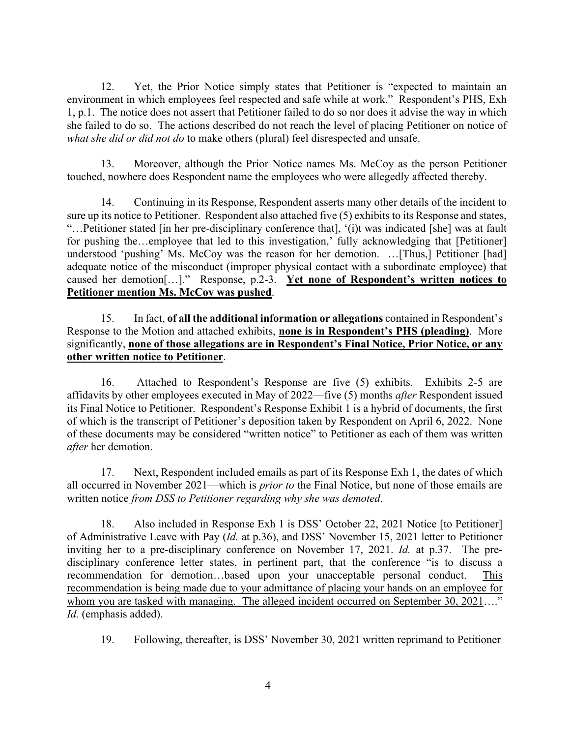12. Yet, the Prior Notice simply states that Petitioner is "expected to maintain an environment in which employees feel respected and safe while at work." Respondent's PHS, Exh 1, p.1. The notice does not assert that Petitioner failed to do so nor does it advise the way in which she failed to do so. The actions described do not reach the level of placing Petitioner on notice of *what she did or did not do* to make others (plural) feel disrespected and unsafe.

13. Moreover, although the Prior Notice names Ms. McCoy as the person Petitioner touched, nowhere does Respondent name the employees who were allegedly affected thereby.

14. Continuing in its Response, Respondent asserts many other details of the incident to sure up its notice to Petitioner. Respondent also attached five (5) exhibits to its Response and states, "…Petitioner stated [in her pre-disciplinary conference that], '(i)t was indicated [she] was at fault for pushing the…employee that led to this investigation,' fully acknowledging that [Petitioner] understood 'pushing' Ms. McCoy was the reason for her demotion. …[Thus,] Petitioner [had] adequate notice of the misconduct (improper physical contact with a subordinate employee) that caused her demotion[…]." Response, p.2-3. <u>**Yet none of Respondent's written notices to Petitioner mention Ms. McCoy was pushed**</u>.

15. In fact, **of all the additional information or allegations** contained in Respondent's Response to the Motion and attached exhibits, <u>**none is in Respondent's PHS (pleading)**</u>. More significantly, <u>**none of those allegations are in Respondent's Final Notice, Prior Notice, or any other written notice to Petitioner**</u>.

16. Attached to Respondent's Response are five (5) exhibits. Exhibits 2-5 are affidavits by other employees executed in May of 2022—five (5) months *after* Respondent issued its Final Notice to Petitioner. Respondent's Response Exhibit 1 is a hybrid of documents, the first of which is the transcript of Petitioner's deposition taken by Respondent on April 6, 2022. None of these documents may be considered "written notice" to Petitioner as each of them was written *after* her demotion.

17. Next, Respondent included emails as part of its Response Exh 1, the dates of which all occurred in November 2021—which is *prior to* the Final Notice, but none of those emails are written notice *from DSS to Petitioner regarding why she was demoted*.

18. Also included in Response Exh 1 is DSS' October 22, 2021 Notice [to Petitioner] of Administrative Leave with Pay (*Id.* at p.36), and DSS' November 15, 2021 letter to Petitioner inviting her to a pre-disciplinary conference on November 17, 2021. *Id.* at p.37. The pre-disciplinary conference letter states, in pertinent part, that the conference "is to discuss a recommendation for demotion…based upon your unacceptable personal conduct. <u>This recommendation is being made due to your admittance of placing your hands on an employee for whom you are tasked with managing. The alleged incident occurred on September 30, 2021</u>…." *Id.* (emphasis added).

19. Following, thereafter, is DSS' November 30, 2021 written reprimand to Petitioner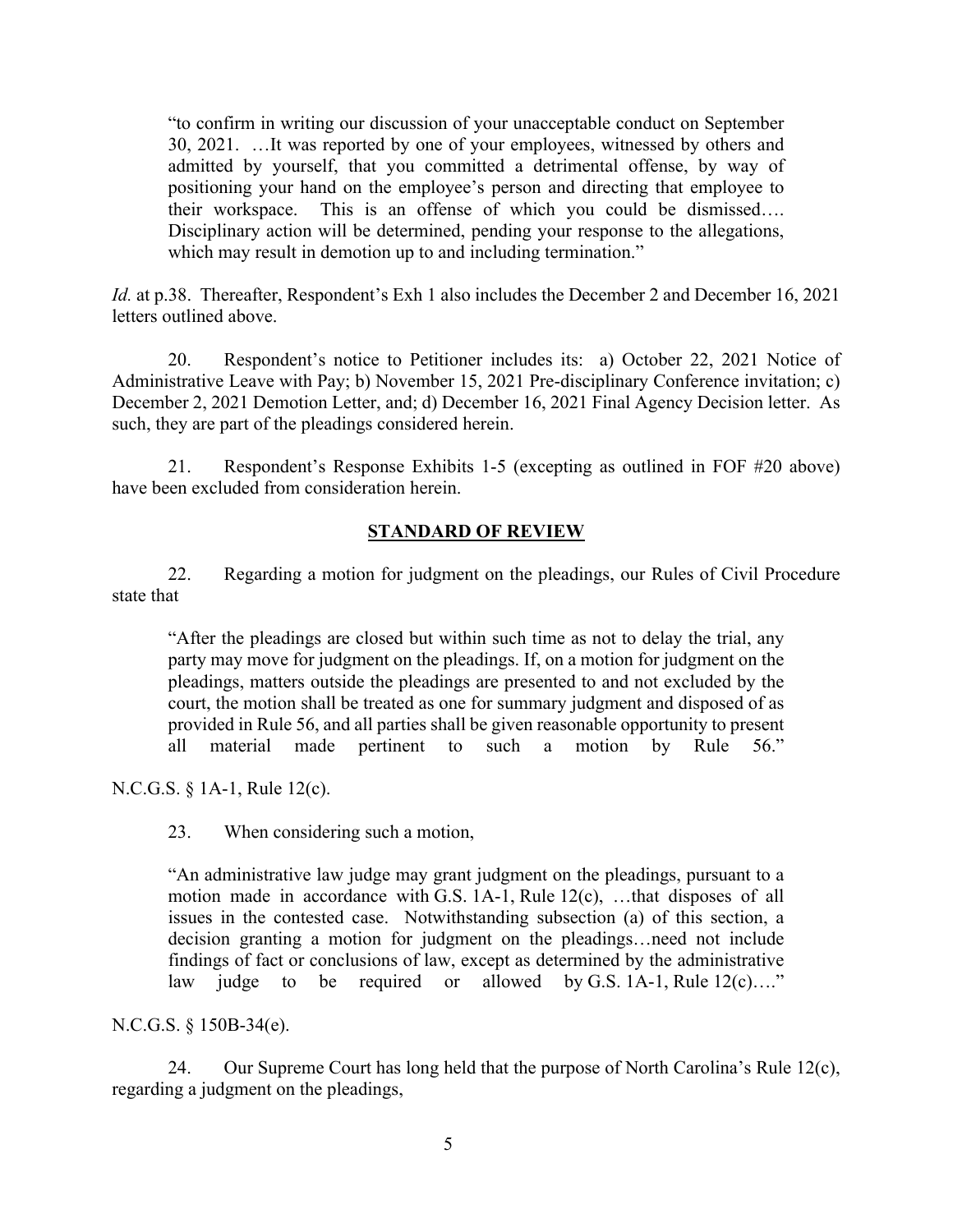> "to confirm in writing our discussion of your unacceptable conduct on September 30, 2021. …It was reported by one of your employees, witnessed by others and admitted by yourself, that you committed a detrimental offense, by way of positioning your hand on the employee's person and directing that employee to their workspace. This is an offense of which you could be dismissed…. Disciplinary action will be determined, pending your response to the allegations, which may result in demotion up to and including termination."

*Id.* at p.38. Thereafter, Respondent's Exh 1 also includes the December 2 and December 16, 2021 letters outlined above.

20. Respondent's notice to Petitioner includes its: a) October 22, 2021 Notice of Administrative Leave with Pay; b) November 15, 2021 Pre-disciplinary Conference invitation; c) December 2, 2021 Demotion Letter, and; d) December 16, 2021 Final Agency Decision letter. As such, they are part of the pleadings considered herein.

21. Respondent's Response Exhibits 1-5 (excepting as outlined in FOF #20 above) have been excluded from consideration herein.

## STANDARD OF REVIEW

22. Regarding a motion for judgment on the pleadings, our Rules of Civil Procedure state that

> "After the pleadings are closed but within such time as not to delay the trial, any party may move for judgment on the pleadings. If, on a motion for judgment on the pleadings, matters outside the pleadings are presented to and not excluded by the court, the motion shall be treated as one for summary judgment and disposed of as provided in Rule 56, and all parties shall be given reasonable opportunity to present all material made pertinent to such a motion by Rule 56."

N.C.G.S. § 1A-1, Rule 12(c).

23. When considering such a motion,

> "An administrative law judge may grant judgment on the pleadings, pursuant to a motion made in accordance with G.S. 1A-1, Rule 12(c), …that disposes of all issues in the contested case. Notwithstanding subsection (a) of this section, a decision granting a motion for judgment on the pleadings…need not include findings of fact or conclusions of law, except as determined by the administrative law judge to be required or allowed by G.S. 1A-1, Rule 12(c)…."

N.C.G.S. § 150B-34(e).

24. Our Supreme Court has long held that the purpose of North Carolina's Rule 12(c), regarding a judgment on the pleadings,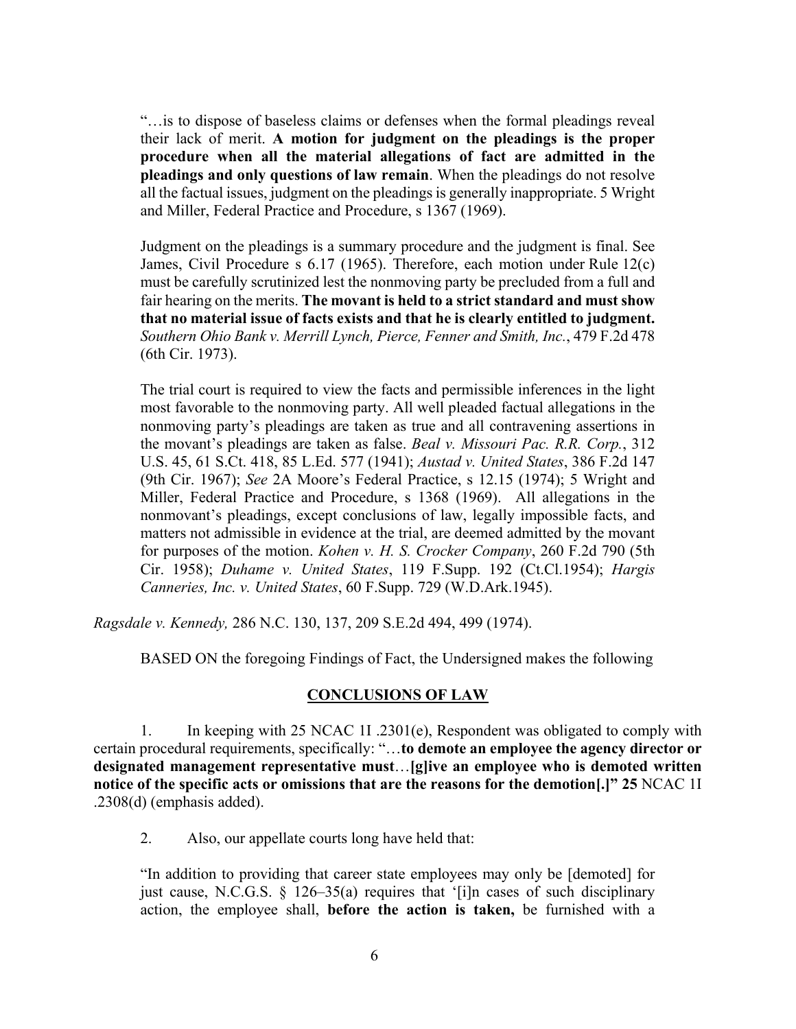"…is to dispose of baseless claims or defenses when the formal pleadings reveal their lack of merit. **A motion for judgment on the pleadings is the proper procedure when all the material allegations of fact are admitted in the pleadings and only questions of law remain**. When the pleadings do not resolve all the factual issues, judgment on the pleadings is generally inappropriate. 5 Wright and Miller, Federal Practice and Procedure, s 1367 (1969).

Judgment on the pleadings is a summary procedure and the judgment is final. See James, Civil Procedure s 6.17 (1965). Therefore, each motion under Rule 12(c) must be carefully scrutinized lest the nonmoving party be precluded from a full and fair hearing on the merits. **The movant is held to a strict standard and must show that no material issue of facts exists and that he is clearly entitled to judgment.** *Southern Ohio Bank v. Merrill Lynch, Pierce, Fenner and Smith, Inc.*, 479 F.2d 478 (6th Cir. 1973).

The trial court is required to view the facts and permissible inferences in the light most favorable to the nonmoving party. All well pleaded factual allegations in the nonmoving party's pleadings are taken as true and all contravening assertions in the movant's pleadings are taken as false. *Beal v. Missouri Pac. R.R. Corp.*, 312 U.S. 45, 61 S.Ct. 418, 85 L.Ed. 577 (1941); *Austad v. United States*, 386 F.2d 147 (9th Cir. 1967); *See* 2A Moore's Federal Practice, s 12.15 (1974); 5 Wright and Miller, Federal Practice and Procedure, s 1368 (1969). All allegations in the nonmovant's pleadings, except conclusions of law, legally impossible facts, and matters not admissible in evidence at the trial, are deemed admitted by the movant for purposes of the motion. *Kohen v. H. S. Crocker Company*, 260 F.2d 790 (5th Cir. 1958); *Duhame v. United States*, 119 F.Supp. 192 (Ct.Cl.1954); *Hargis Canneries, Inc. v. United States*, 60 F.Supp. 729 (W.D.Ark.1945).

*Ragsdale v. Kennedy,* 286 N.C. 130, 137, 209 S.E.2d 494, 499 (1974).

BASED ON the foregoing Findings of Fact, the Undersigned makes the following

## CONCLUSIONS OF LAW

1. In keeping with 25 NCAC 1I .2301(e), Respondent was obligated to comply with certain procedural requirements, specifically: "…**to demote an employee the agency director or designated management representative must**…**[g]ive an employee who is demoted written notice of the specific acts or omissions that are the reasons for the demotion[.]" 25** NCAC 1I .2308(d) (emphasis added).

2. Also, our appellate courts long have held that:

"In addition to providing that career state employees may only be [demoted] for just cause, N.C.G.S. § 126–35(a) requires that '[i]n cases of such disciplinary action, the employee shall, **before the action is taken,** be furnished with a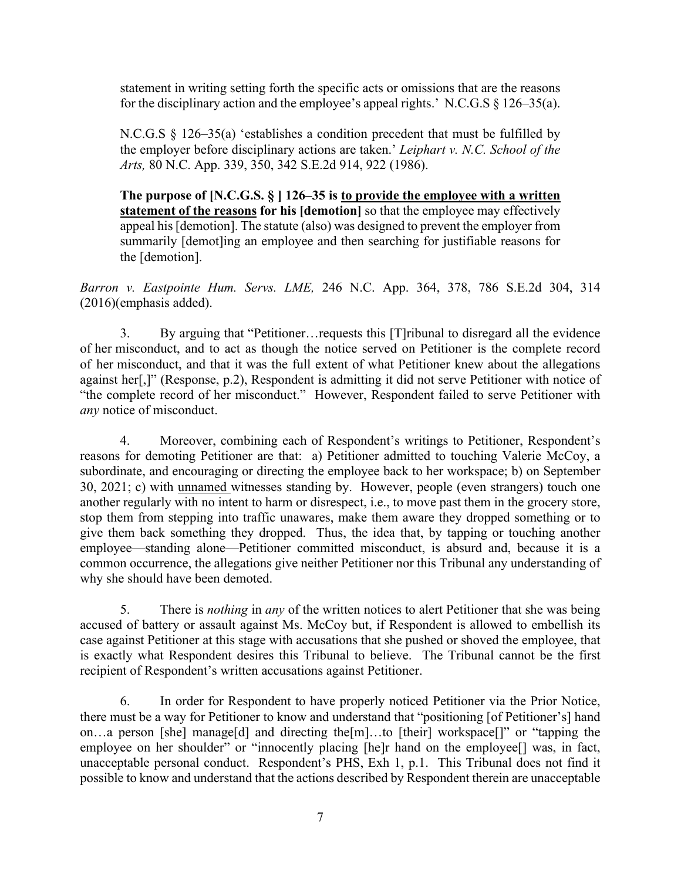statement in writing setting forth the specific acts or omissions that are the reasons for the disciplinary action and the employee's appeal rights.' N.C.G.S § 126–35(a).

N.C.G.S § 126–35(a) 'establishes a condition precedent that must be fulfilled by the employer before disciplinary actions are taken.' *Leiphart v. N.C. School of the Arts,* 80 N.C. App. 339, 350, 342 S.E.2d 914, 922 (1986).

**The purpose of [N.C.G.S. § ] 126–35 is <u>to provide the employee with a written statement of the reasons</u> for his [demotion]** so that the employee may effectively appeal his [demotion]. The statute (also) was designed to prevent the employer from summarily [demot]ing an employee and then searching for justifiable reasons for the [demotion].

*Barron v. Eastpointe Hum. Servs. LME,* 246 N.C. App. 364, 378, 786 S.E.2d 304, 314 (2016)(emphasis added).

3. By arguing that "Petitioner…requests this [T]ribunal to disregard all the evidence of her misconduct, and to act as though the notice served on Petitioner is the complete record of her misconduct, and that it was the full extent of what Petitioner knew about the allegations against her[,]" (Response, p.2), Respondent is admitting it did not serve Petitioner with notice of "the complete record of her misconduct." However, Respondent failed to serve Petitioner with *any* notice of misconduct.

4. Moreover, combining each of Respondent's writings to Petitioner, Respondent's reasons for demoting Petitioner are that: a) Petitioner admitted to touching Valerie McCoy, a subordinate, and encouraging or directing the employee back to her workspace; b) on September 30, 2021; c) with <u>unnamed</u> witnesses standing by. However, people (even strangers) touch one another regularly with no intent to harm or disrespect, i.e., to move past them in the grocery store, stop them from stepping into traffic unawares, make them aware they dropped something or to give them back something they dropped. Thus, the idea that, by tapping or touching another employee—standing alone—Petitioner committed misconduct, is absurd and, because it is a common occurrence, the allegations give neither Petitioner nor this Tribunal any understanding of why she should have been demoted.

5. There is *nothing* in *any* of the written notices to alert Petitioner that she was being accused of battery or assault against Ms. McCoy but, if Respondent is allowed to embellish its case against Petitioner at this stage with accusations that she pushed or shoved the employee, that is exactly what Respondent desires this Tribunal to believe. The Tribunal cannot be the first recipient of Respondent's written accusations against Petitioner.

6. In order for Respondent to have properly noticed Petitioner via the Prior Notice, there must be a way for Petitioner to know and understand that "positioning [of Petitioner's] hand on…a person [she] manage[d] and directing the[m]…to [their] workspace[]" or "tapping the employee on her shoulder" or "innocently placing [he]r hand on the employee[] was, in fact, unacceptable personal conduct. Respondent's PHS, Exh 1, p.1. This Tribunal does not find it possible to know and understand that the actions described by Respondent therein are unacceptable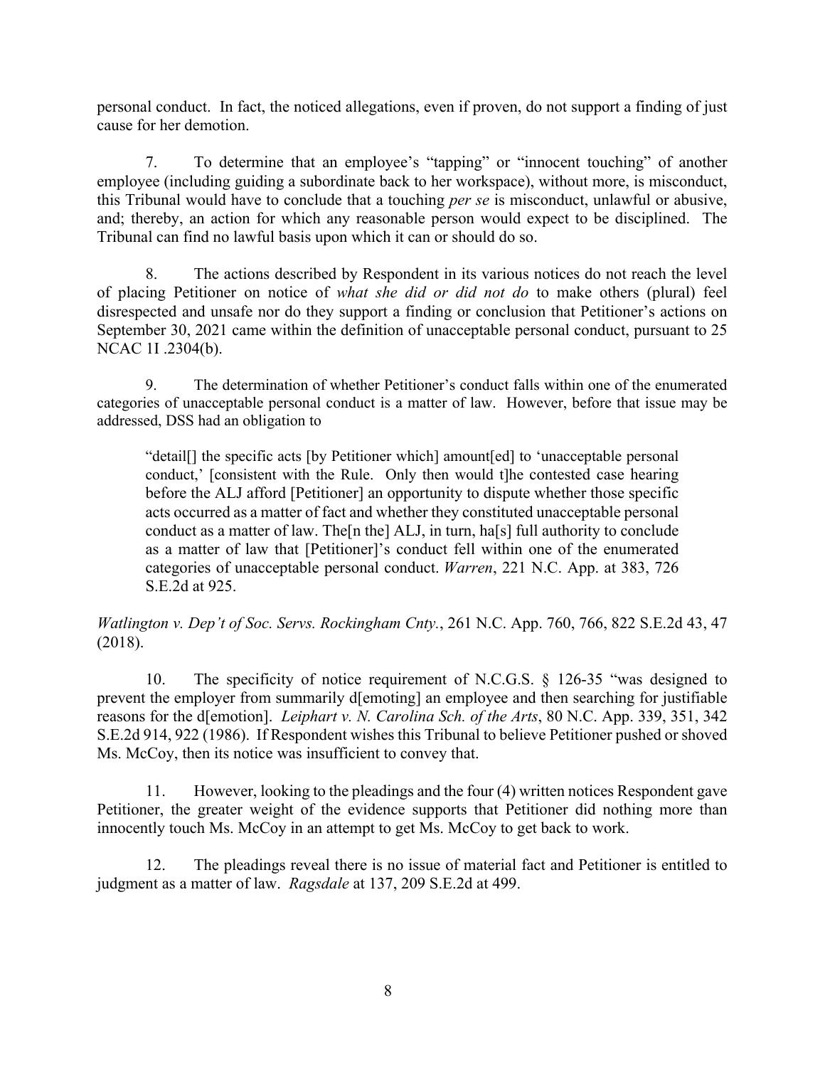personal conduct. In fact, the noticed allegations, even if proven, do not support a finding of just cause for her demotion.

7. To determine that an employee's "tapping" or "innocent touching" of another employee (including guiding a subordinate back to her workspace), without more, is misconduct, this Tribunal would have to conclude that a touching *per se* is misconduct, unlawful or abusive, and; thereby, an action for which any reasonable person would expect to be disciplined. The Tribunal can find no lawful basis upon which it can or should do so.

8. The actions described by Respondent in its various notices do not reach the level of placing Petitioner on notice of *what she did or did not do* to make others (plural) feel disrespected and unsafe nor do they support a finding or conclusion that Petitioner's actions on September 30, 2021 came within the definition of unacceptable personal conduct, pursuant to 25 NCAC 1I .2304(b).

9. The determination of whether Petitioner's conduct falls within one of the enumerated categories of unacceptable personal conduct is a matter of law. However, before that issue may be addressed, DSS had an obligation to

> "detail[] the specific acts [by Petitioner which] amount[ed] to 'unacceptable personal conduct,' [consistent with the Rule. Only then would t]he contested case hearing before the ALJ afford [Petitioner] an opportunity to dispute whether those specific acts occurred as a matter of fact and whether they constituted unacceptable personal conduct as a matter of law. The[n the] ALJ, in turn, ha[s] full authority to conclude as a matter of law that [Petitioner]'s conduct fell within one of the enumerated categories of unacceptable personal conduct. *Warren*, 221 N.C. App. at 383, 726 S.E.2d at 925.

*Watlington v. Dep't of Soc. Servs. Rockingham Cnty.*, 261 N.C. App. 760, 766, 822 S.E.2d 43, 47 (2018).

10. The specificity of notice requirement of N.C.G.S. § 126-35 "was designed to prevent the employer from summarily d[emoting] an employee and then searching for justifiable reasons for the d[emotion]. *Leiphart v. N. Carolina Sch. of the Arts*, 80 N.C. App. 339, 351, 342 S.E.2d 914, 922 (1986). If Respondent wishes this Tribunal to believe Petitioner pushed or shoved Ms. McCoy, then its notice was insufficient to convey that.

11. However, looking to the pleadings and the four (4) written notices Respondent gave Petitioner, the greater weight of the evidence supports that Petitioner did nothing more than innocently touch Ms. McCoy in an attempt to get Ms. McCoy to get back to work.

12. The pleadings reveal there is no issue of material fact and Petitioner is entitled to judgment as a matter of law. *Ragsdale* at 137, 209 S.E.2d at 499.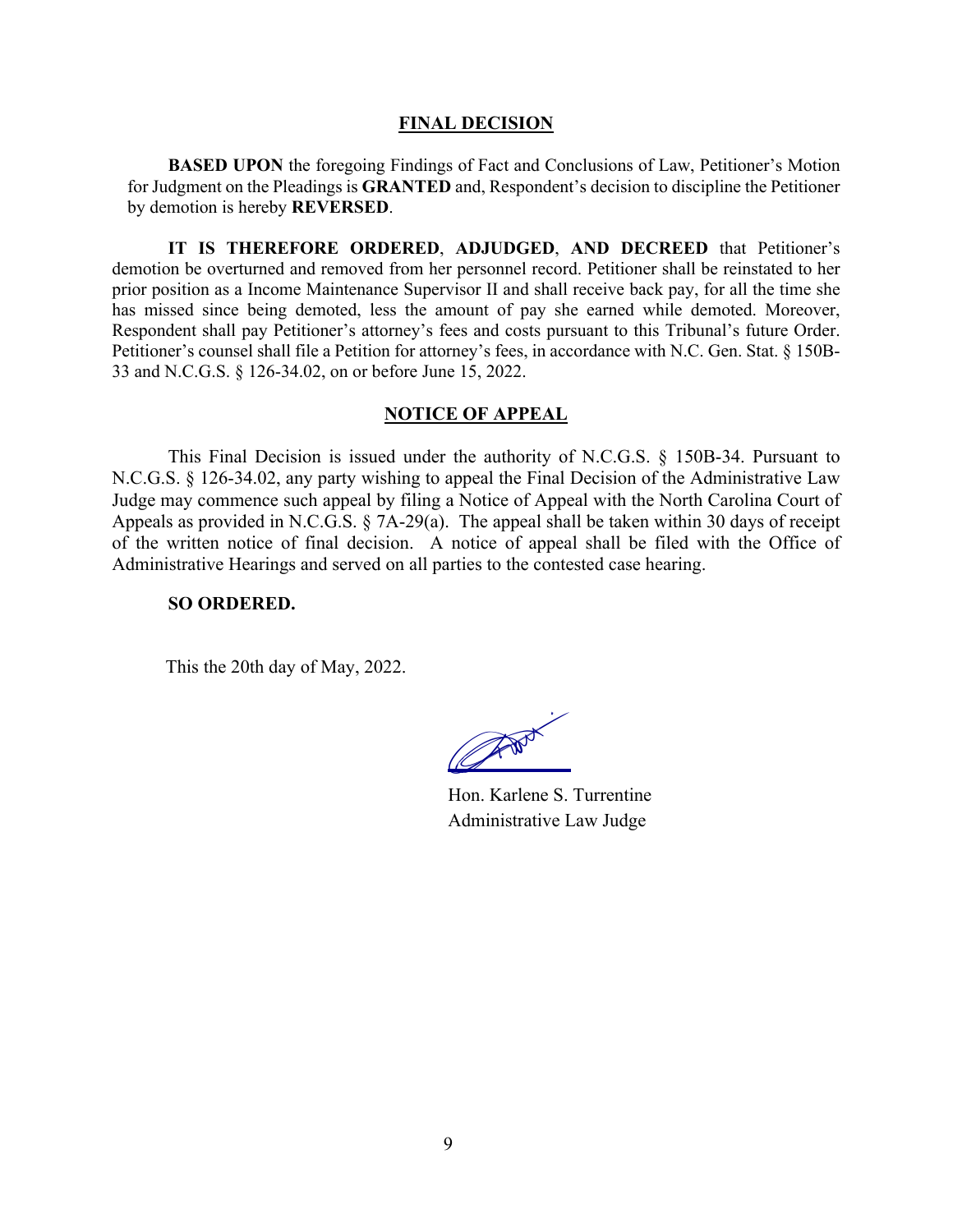## FINAL DECISION

**BASED UPON** the foregoing Findings of Fact and Conclusions of Law, Petitioner's Motion for Judgment on the Pleadings is **GRANTED** and, Respondent's decision to discipline the Petitioner by demotion is hereby **REVERSED**.

**IT IS THEREFORE ORDERED**, **ADJUDGED**, **AND DECREED** that Petitioner's demotion be overturned and removed from her personnel record. Petitioner shall be reinstated to her prior position as a Income Maintenance Supervisor II and shall receive back pay, for all the time she has missed since being demoted, less the amount of pay she earned while demoted. Moreover, Respondent shall pay Petitioner's attorney's fees and costs pursuant to this Tribunal's future Order. Petitioner's counsel shall file a Petition for attorney's fees, in accordance with N.C. Gen. Stat. § 150B-33 and N.C.G.S. § 126-34.02, on or before June 15, 2022.

## NOTICE OF APPEAL

This Final Decision is issued under the authority of N.C.G.S. § 150B-34. Pursuant to N.C.G.S. § 126-34.02, any party wishing to appeal the Final Decision of the Administrative Law Judge may commence such appeal by filing a Notice of Appeal with the North Carolina Court of Appeals as provided in N.C.G.S. § 7A-29(a). The appeal shall be taken within 30 days of receipt of the written notice of final decision. A notice of appeal shall be filed with the Office of Administrative Hearings and served on all parties to the contested case hearing.

**SO ORDERED.**

This the 20th day of May, 2022.

Hon. Karlene S. Turrentine
Administrative Law Judge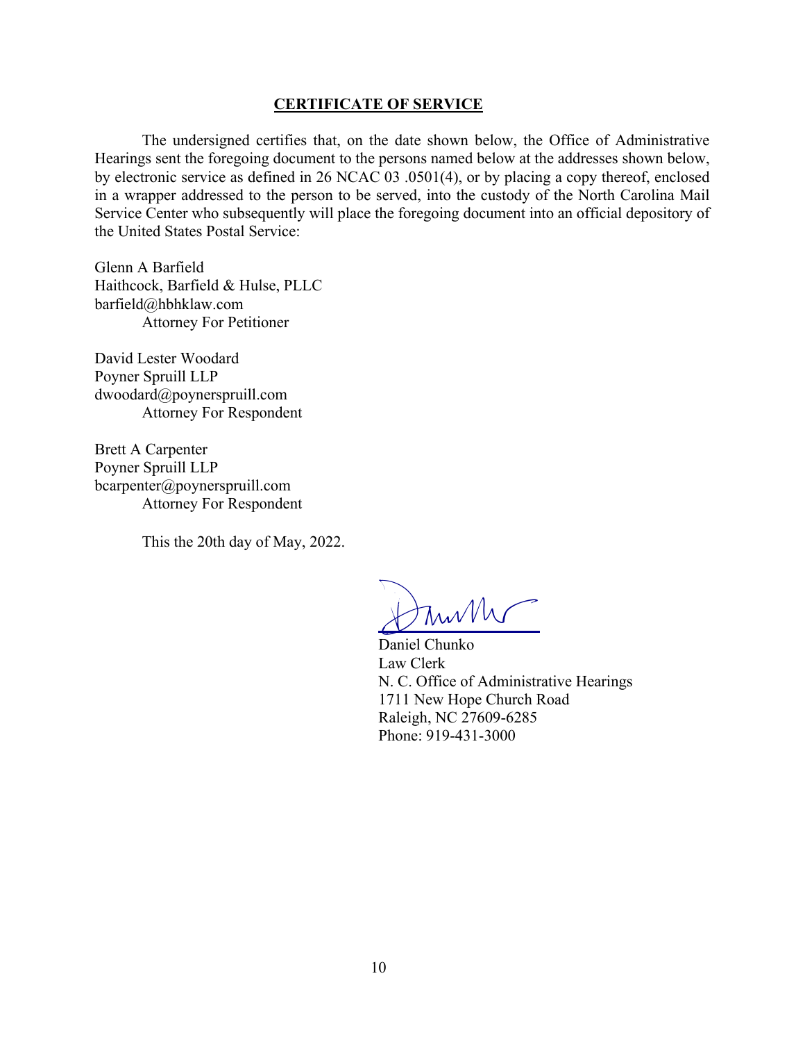**CERTIFICATE OF SERVICE**

The undersigned certifies that, on the date shown below, the Office of Administrative Hearings sent the foregoing document to the persons named below at the addresses shown below, by electronic service as defined in 26 NCAC 03 .0501(4), or by placing a copy thereof, enclosed in a wrapper addressed to the person to be served, into the custody of the North Carolina Mail Service Center who subsequently will place the foregoing document into an official depository of the United States Postal Service:

Glenn A Barfield
Haithcock, Barfield & Hulse, PLLC
barfield@hbhklaw.com
Attorney For Petitioner

David Lester Woodard
Poyner Spruill LLP
dwoodard@poynerspruill.com
Attorney For Respondent

Brett A Carpenter
Poyner Spruill LLP
bcarpenter@poynerspruill.com
Attorney For Respondent

This the 20th day of May, 2022.

Daniel Chunko
Law Clerk
N. C. Office of Administrative Hearings
1711 New Hope Church Road
Raleigh, NC 27609-6285
Phone: 919-431-3000